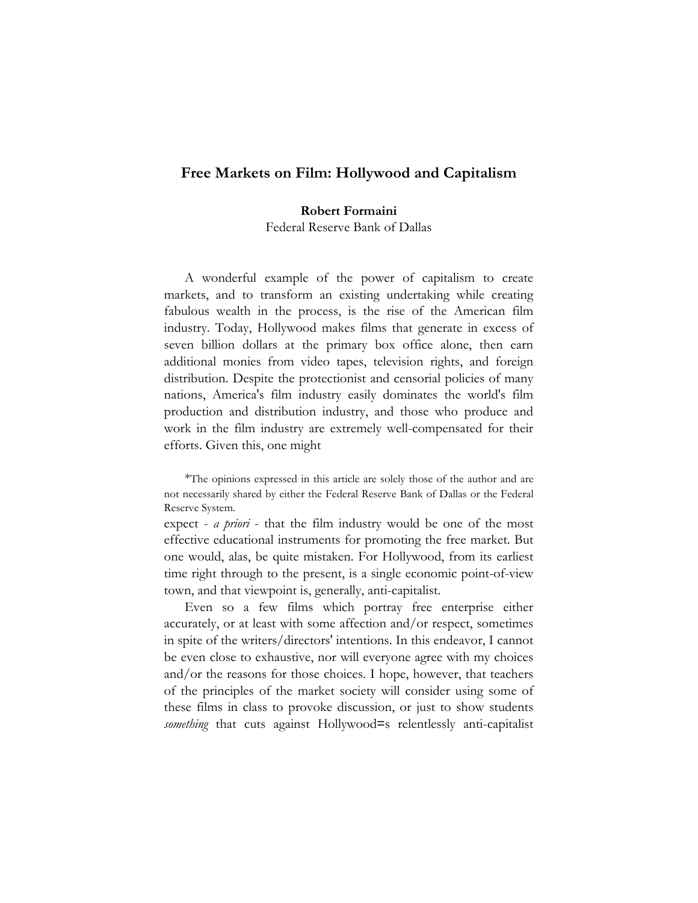# Free Markets on Film: Hollywood and Capitalism

**Robert Formaini**
Federal Reserve Bank of Dallas

A wonderful example of the power of capitalism to create markets, and to transform an existing undertaking while creating fabulous wealth in the process, is the rise of the American film industry. Today, Hollywood makes films that generate in excess of seven billion dollars at the primary box office alone, then earn additional monies from video tapes, television rights, and foreign distribution. Despite the protectionist and censorial policies of many nations, America's film industry easily dominates the world's film production and distribution industry, and those who produce and work in the film industry are extremely well-compensated for their efforts. Given this, one might expect - *a priori* - that the film industry would be one of the most effective educational instruments for promoting the free market. But one would, alas, be quite mistaken. For Hollywood, from its earliest time right through to the present, is a single economic point-of-view town, and that viewpoint is, generally, anti-capitalist.

Even so a few films which portray free enterprise either accurately, or at least with some affection and/or respect, sometimes in spite of the writers/directors' intentions. In this endeavor, I cannot be even close to exhaustive, nor will everyone agree with my choices and/or the reasons for those choices. I hope, however, that teachers of the principles of the market society will consider using some of these films in class to provoke discussion, or just to show students *something* that cuts against Hollywood=s relentlessly anti-capitalist

*The opinions expressed in this article are solely those of the author and are not necessarily shared by either the Federal Reserve Bank of Dallas or the Federal Reserve System.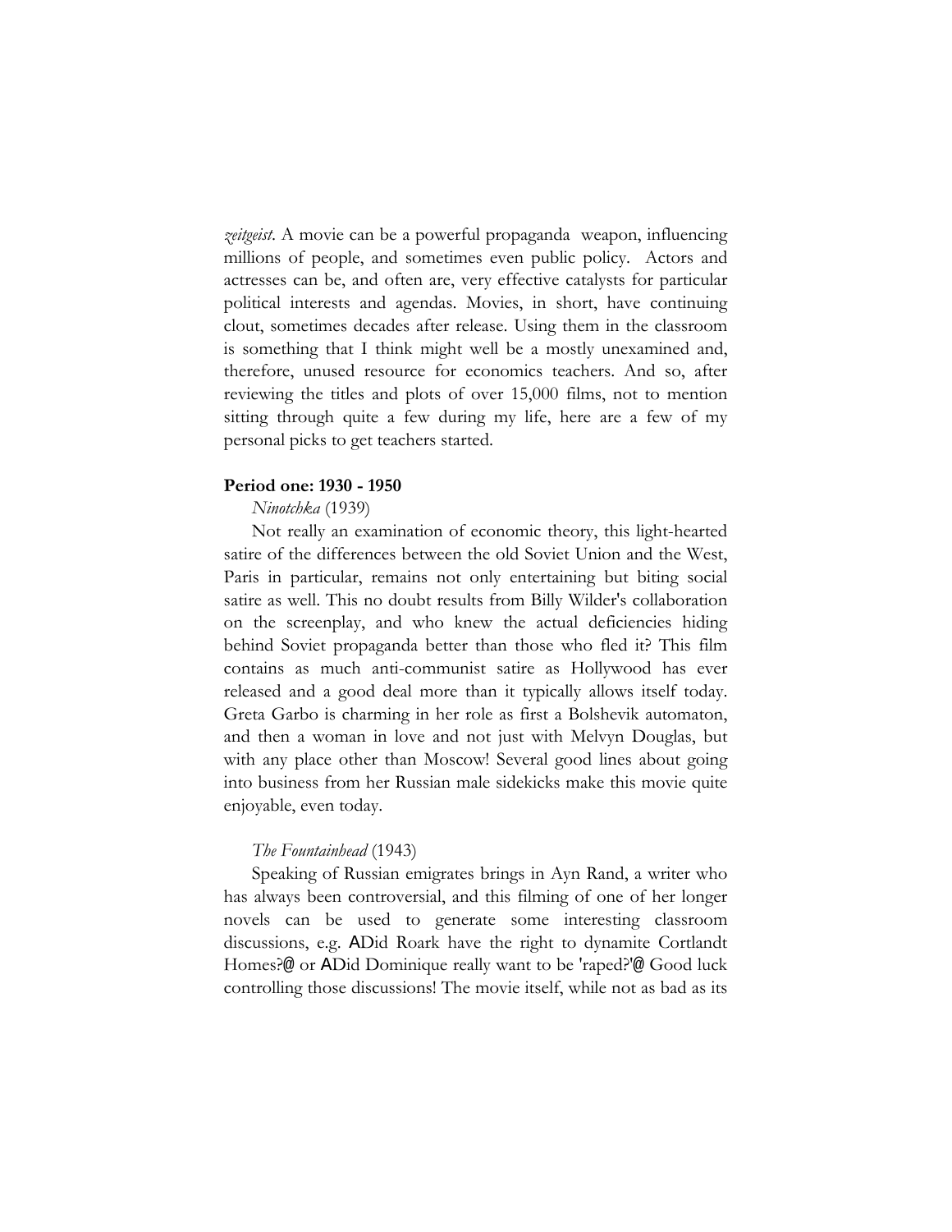*zeitgeist*. A movie can be a powerful propaganda weapon, influencing millions of people, and sometimes even public policy. Actors and actresses can be, and often are, very effective catalysts for particular political interests and agendas. Movies, in short, have continuing clout, sometimes decades after release. Using them in the classroom is something that I think might well be a mostly unexamined and, therefore, unused resource for economics teachers. And so, after reviewing the titles and plots of over 15,000 films, not to mention sitting through quite a few during my life, here are a few of my personal picks to get teachers started.

**Period one: 1930 - 1950**

*Ninotchka* (1939)

Not really an examination of economic theory, this light-hearted satire of the differences between the old Soviet Union and the West, Paris in particular, remains not only entertaining but biting social satire as well. This no doubt results from Billy Wilder's collaboration on the screenplay, and who knew the actual deficiencies hiding behind Soviet propaganda better than those who fled it? This film contains as much anti-communist satire as Hollywood has ever released and a good deal more than it typically allows itself today. Greta Garbo is charming in her role as first a Bolshevik automaton, and then a woman in love and not just with Melvyn Douglas, but with any place other than Moscow! Several good lines about going into business from her Russian male sidekicks make this movie quite enjoyable, even today.

*The Fountainhead* (1943)

Speaking of Russian emigrates brings in Ayn Rand, a writer who has always been controversial, and this filming of one of her longer novels can be used to generate some interesting classroom discussions, e.g. ADid Roark have the right to dynamite Cortlandt Homes?@ or ADid Dominique really want to be 'raped?'@ Good luck controlling those discussions! The movie itself, while not as bad as its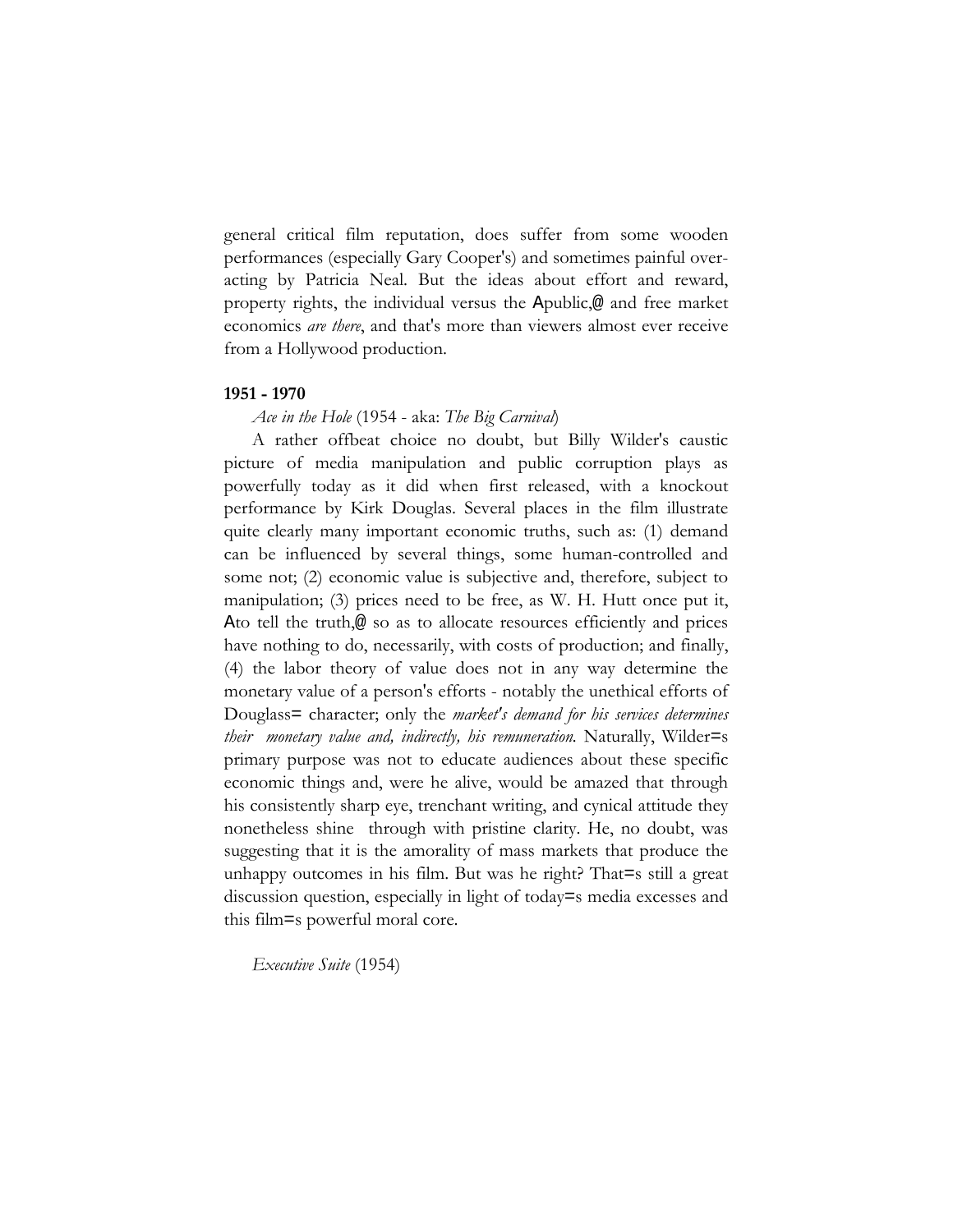general critical film reputation, does suffer from some wooden performances (especially Gary Cooper's) and sometimes painful over-acting by Patricia Neal. But the ideas about effort and reward, property rights, the individual versus the Apublic,@ and free market economics *are there*, and that's more than viewers almost ever receive from a Hollywood production.

**1951 - 1970**

*Ace in the Hole* (1954 - aka: *The Big Carnival*)

A rather offbeat choice no doubt, but Billy Wilder's caustic picture of media manipulation and public corruption plays as powerfully today as it did when first released, with a knockout performance by Kirk Douglas. Several places in the film illustrate quite clearly many important economic truths, such as: (1) demand can be influenced by several things, some human-controlled and some not; (2) economic value is subjective and, therefore, subject to manipulation; (3) prices need to be free, as W. H. Hutt once put it, Ato tell the truth,@ so as to allocate resources efficiently and prices have nothing to do, necessarily, with costs of production; and finally, (4) the labor theory of value does not in any way determine the monetary value of a person's efforts - notably the unethical efforts of Douglass= character; only the *market's demand for his services determines their monetary value and, indirectly, his remuneration.* Naturally, Wilder=s primary purpose was not to educate audiences about these specific economic things and, were he alive, would be amazed that through his consistently sharp eye, trenchant writing, and cynical attitude they nonetheless shine through with pristine clarity. He, no doubt, was suggesting that it is the amorality of mass markets that produce the unhappy outcomes in his film. But was he right? That=s still a great discussion question, especially in light of today=s media excesses and this film=s powerful moral core.

*Executive Suite* (1954)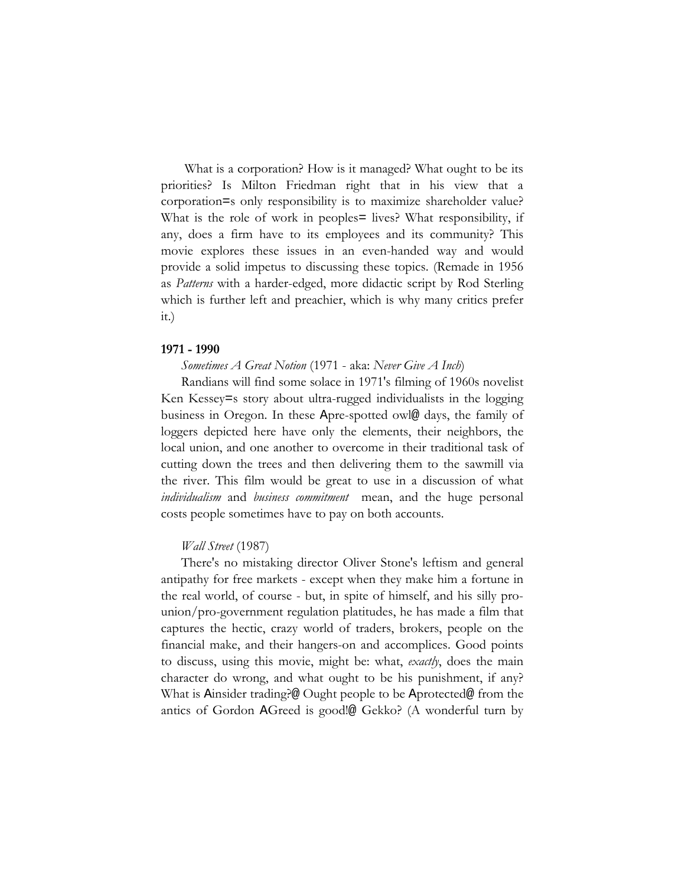What is a corporation? How is it managed? What ought to be its priorities? Is Milton Friedman right that in his view that a corporation=s only responsibility is to maximize shareholder value? What is the role of work in peoples= lives? What responsibility, if any, does a firm have to its employees and its community? This movie explores these issues in an even-handed way and would provide a solid impetus to discussing these topics. (Remade in 1956 as *Patterns* with a harder-edged, more didactic script by Rod Sterling which is further left and preachier, which is why many critics prefer it.)

**1971 - 1990**

*Sometimes A Great Notion* (1971 - aka: *Never Give A Inch*)

Randians will find some solace in 1971's filming of 1960s novelist Ken Kessey=s story about ultra-rugged individualists in the logging business in Oregon. In these Apre-spotted owl@ days, the family of loggers depicted here have only the elements, their neighbors, the local union, and one another to overcome in their traditional task of cutting down the trees and then delivering them to the sawmill via the river. This film would be great to use in a discussion of what *individualism* and *business commitment* mean, and the huge personal costs people sometimes have to pay on both accounts.

*Wall Street* (1987)

There's no mistaking director Oliver Stone's leftism and general antipathy for free markets - except when they make him a fortune in the real world, of course - but, in spite of himself, and his silly pro-union/pro-government regulation platitudes, he has made a film that captures the hectic, crazy world of traders, brokers, people on the financial make, and their hangers-on and accomplices. Good points to discuss, using this movie, might be: what, *exactly*, does the main character do wrong, and what ought to be his punishment, if any? What is Ainsider trading?@ Ought people to be Aprotected@ from the antics of Gordon AGreed is good!@ Gekko? (A wonderful turn by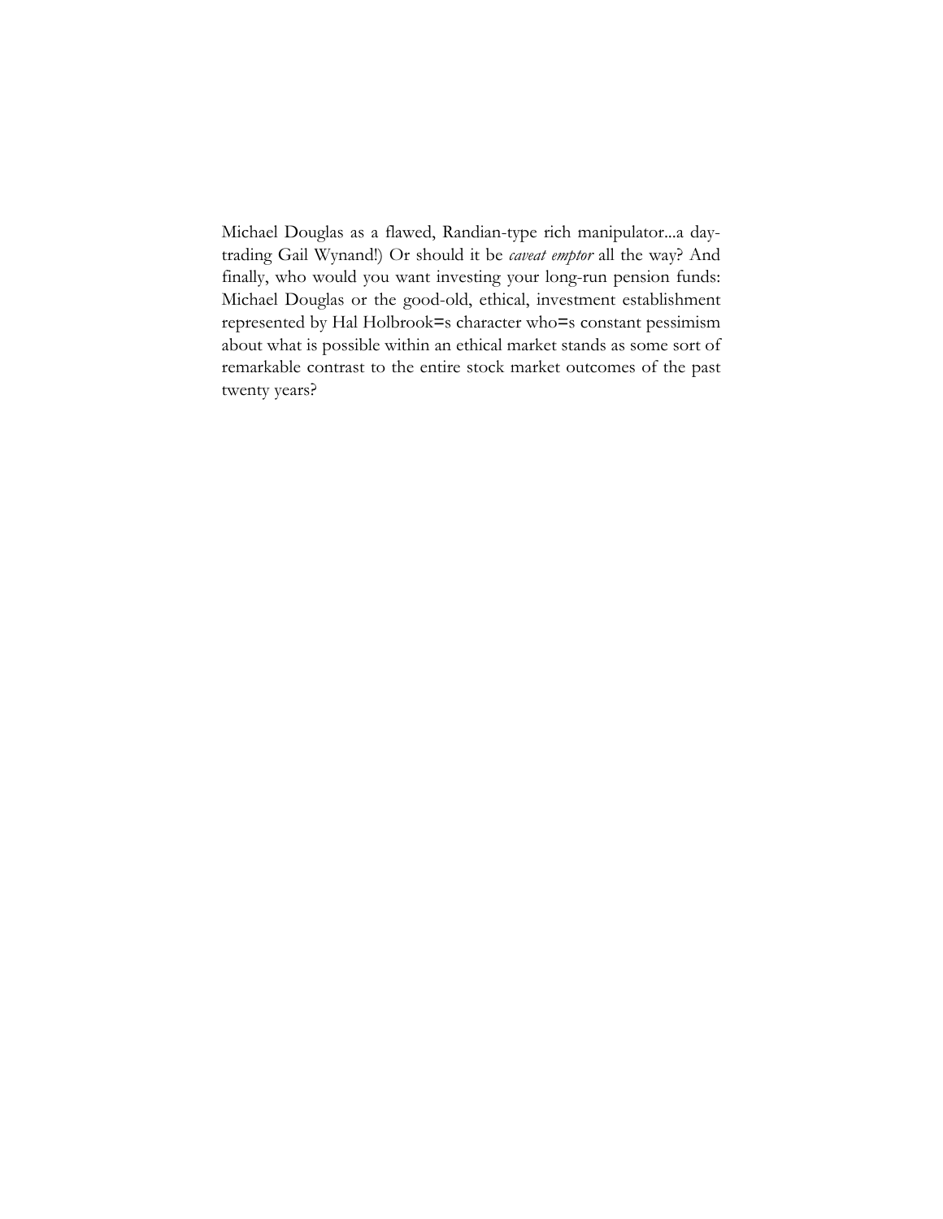Michael Douglas as a flawed, Randian-type rich manipulator...a day-trading Gail Wynand!) Or should it be *caveat emptor* all the way? And finally, who would you want investing your long-run pension funds: Michael Douglas or the good-old, ethical, investment establishment represented by Hal Holbrook=s character who=s constant pessimism about what is possible within an ethical market stands as some sort of remarkable contrast to the entire stock market outcomes of the past twenty years?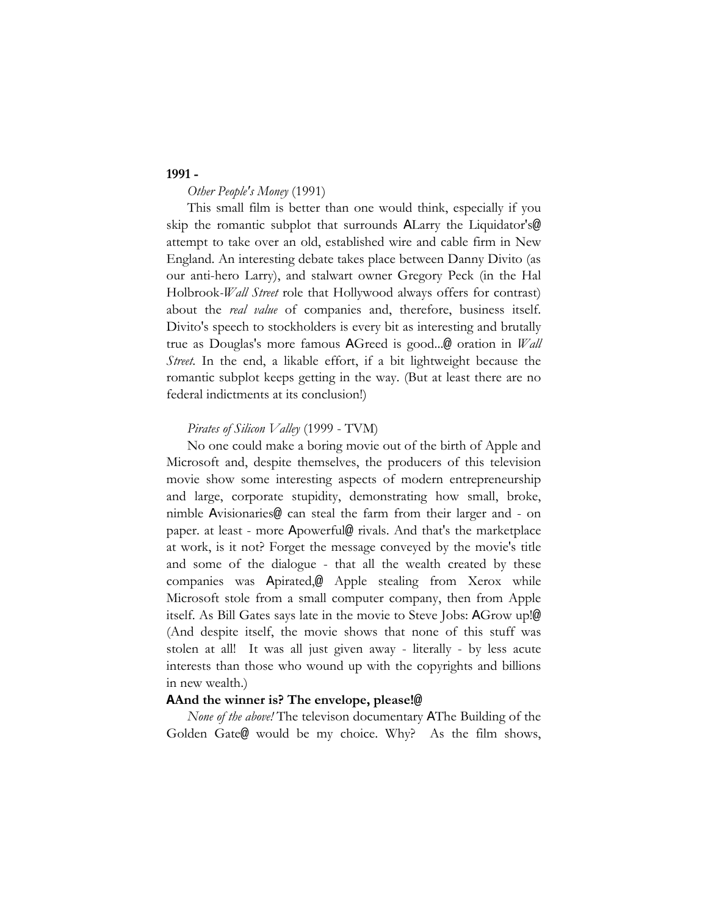**1991 -**

*Other People's Money* (1991)

This small film is better than one would think, especially if you skip the romantic subplot that surrounds ALarry the Liquidator's@ attempt to take over an old, established wire and cable firm in New England. An interesting debate takes place between Danny Divito (as our anti-hero Larry), and stalwart owner Gregory Peck (in the Hal Holbrook-*Wall Street* role that Hollywood always offers for contrast) about the *real value* of companies and, therefore, business itself. Divito's speech to stockholders is every bit as interesting and brutally true as Douglas's more famous AGreed is good...@ oration in *Wall Street*. In the end, a likable effort, if a bit lightweight because the romantic subplot keeps getting in the way. (But at least there are no federal indictments at its conclusion!)

*Pirates of Silicon Valley* (1999 - TVM)

No one could make a boring movie out of the birth of Apple and Microsoft and, despite themselves, the producers of this television movie show some interesting aspects of modern entrepreneurship and large, corporate stupidity, demonstrating how small, broke, nimble Avisionaries@ can steal the farm from their larger and - on paper. at least - more Apowerful@ rivals. And that's the marketplace at work, is it not? Forget the message conveyed by the movie's title and some of the dialogue - that all the wealth created by these companies was Apirated,@ Apple stealing from Xerox while Microsoft stole from a small computer company, then from Apple itself. As Bill Gates says late in the movie to Steve Jobs: AGrow up!@ (And despite itself, the movie shows that none of this stuff was stolen at all! It was all just given away - literally - by less acute interests than those who wound up with the copyrights and billions in new wealth.)

**AAnd the winner is? The envelope, please!@**

*None of the above!* The televison documentary AThe Building of the Golden Gate@ would be my choice. Why? As the film shows,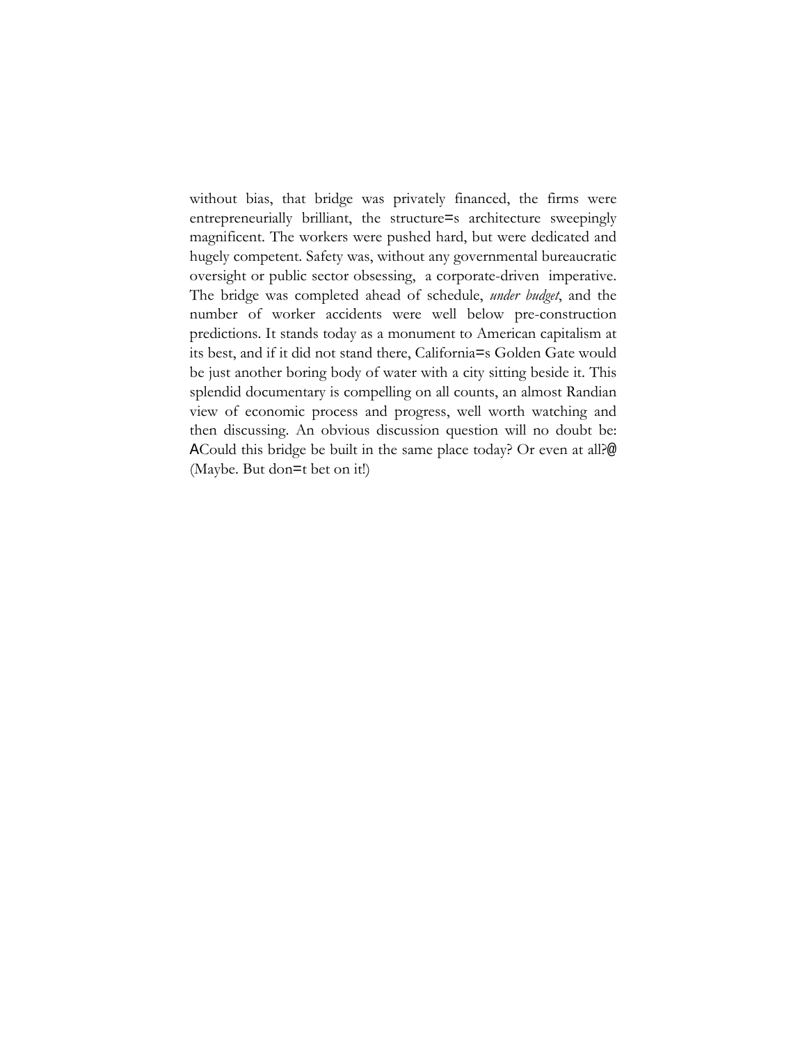without bias, that bridge was privately financed, the firms were entrepreneurially brilliant, the structure=s architecture sweepingly magnificent. The workers were pushed hard, but were dedicated and hugely competent. Safety was, without any governmental bureaucratic oversight or public sector obsessing, a corporate-driven imperative. The bridge was completed ahead of schedule, *under budget*, and the number of worker accidents were well below pre-construction predictions. It stands today as a monument to American capitalism at its best, and if it did not stand there, California=s Golden Gate would be just another boring body of water with a city sitting beside it. This splendid documentary is compelling on all counts, an almost Randian view of economic process and progress, well worth watching and then discussing. An obvious discussion question will no doubt be: ACould this bridge be built in the same place today? Or even at all?@ (Maybe. But don=t bet on it!)